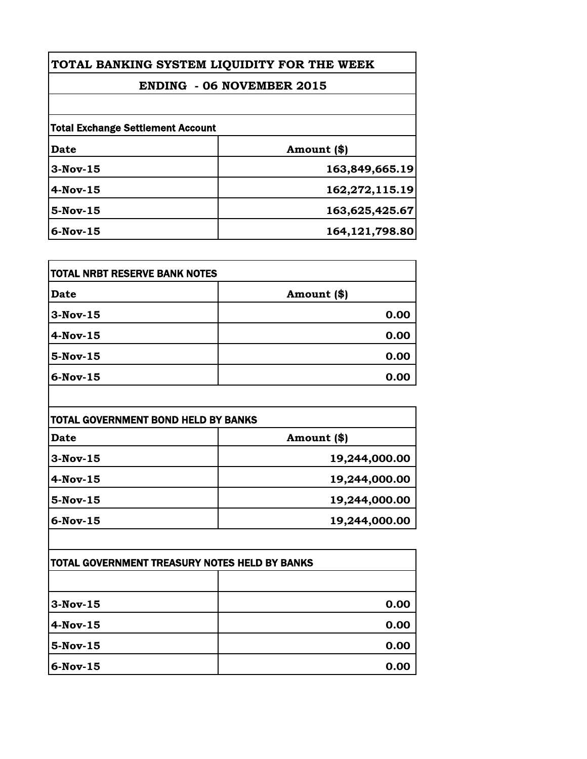# TOTAL BANKING SYSTEM LIQUIDITY FOR THE WEEK

## ENDING - 06 NOVEMBER 2015

**Total Exchange Settlement Account**

| Date | Amount ($) |
|---|---|
| 3-Nov-15 | 163,849,665.19 |
| 4-Nov-15 | 162,272,115.19 |
| 5-Nov-15 | 163,625,425.67 |
| 6-Nov-15 | 164,121,798.80 |

**TOTAL NRBT RESERVE BANK NOTES**

| Date | Amount ($) |
|---|---|
| 3-Nov-15 | 0.00 |
| 4-Nov-15 | 0.00 |
| 5-Nov-15 | 0.00 |
| 6-Nov-15 | 0.00 |

**TOTAL GOVERNMENT BOND HELD BY BANKS**

| Date | Amount ($) |
|---|---|
| 3-Nov-15 | 19,244,000.00 |
| 4-Nov-15 | 19,244,000.00 |
| 5-Nov-15 | 19,244,000.00 |
| 6-Nov-15 | 19,244,000.00 |

**TOTAL GOVERNMENT TREASURY NOTES HELD BY BANKS**

| | |
|---|---|
| 3-Nov-15 | 0.00 |
| 4-Nov-15 | 0.00 |
| 5-Nov-15 | 0.00 |
| 6-Nov-15 | 0.00 |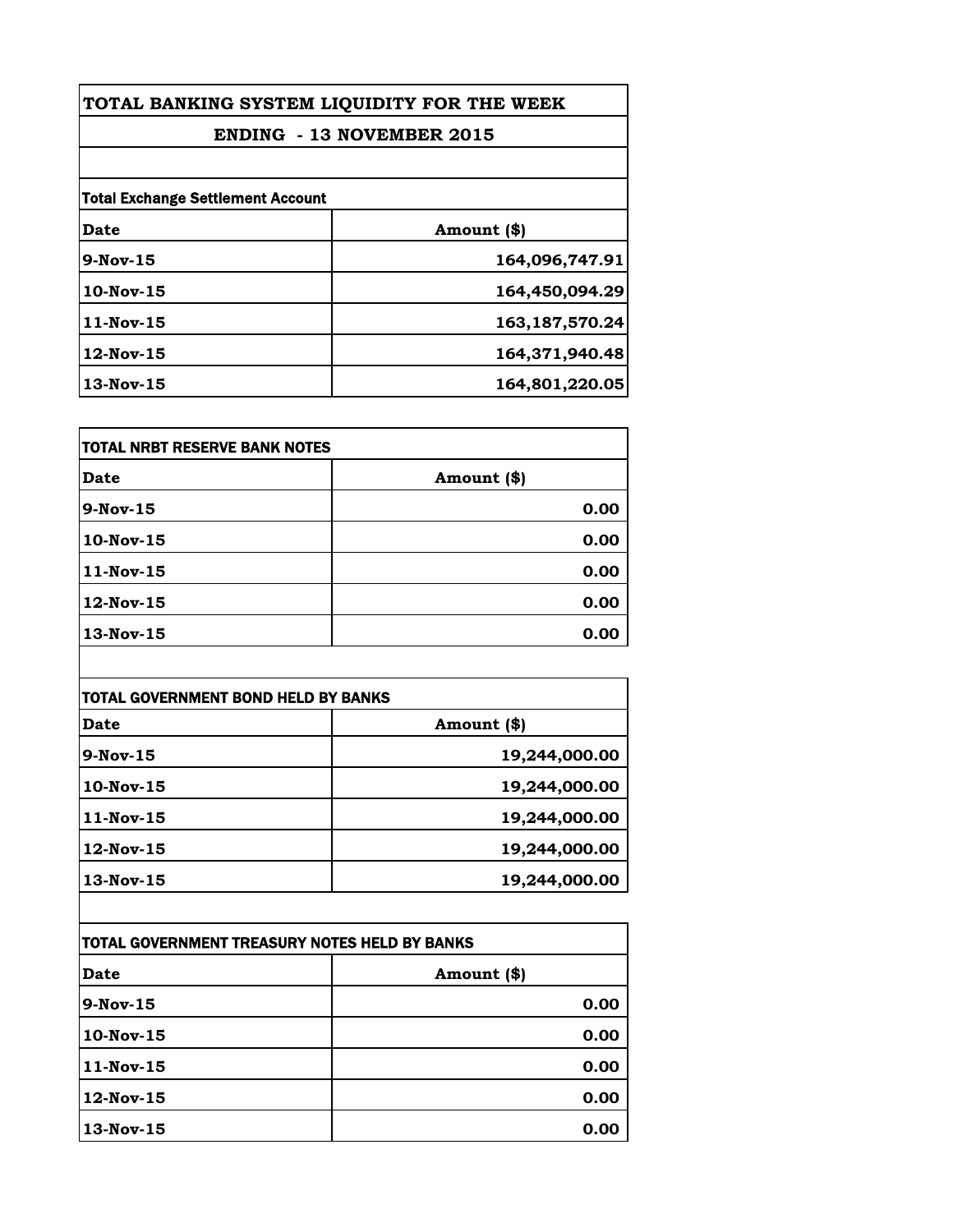## TOTAL BANKING SYSTEM LIQUIDITY FOR THE WEEK

### ENDING - 13 NOVEMBER 2015

| Total Exchange Settlement Account | |
|---|---|
| **Date** | **Amount ($)** |
| **9-Nov-15** | **164,096,747.91** |
| **10-Nov-15** | **164,450,094.29** |
| **11-Nov-15** | **163,187,570.24** |
| **12-Nov-15** | **164,371,940.48** |
| **13-Nov-15** | **164,801,220.05** |

| TOTAL NRBT RESERVE BANK NOTES | |
|---|---|
| **Date** | **Amount ($)** |
| **9-Nov-15** | **0.00** |
| **10-Nov-15** | **0.00** |
| **11-Nov-15** | **0.00** |
| **12-Nov-15** | **0.00** |
| **13-Nov-15** | **0.00** |

| TOTAL GOVERNMENT BOND HELD BY BANKS | |
|---|---|
| **Date** | **Amount ($)** |
| **9-Nov-15** | **19,244,000.00** |
| **10-Nov-15** | **19,244,000.00** |
| **11-Nov-15** | **19,244,000.00** |
| **12-Nov-15** | **19,244,000.00** |
| **13-Nov-15** | **19,244,000.00** |

| TOTAL GOVERNMENT TREASURY NOTES HELD BY BANKS | |
|---|---|
| **Date** | **Amount ($)** |
| **9-Nov-15** | **0.00** |
| **10-Nov-15** | **0.00** |
| **11-Nov-15** | **0.00** |
| **12-Nov-15** | **0.00** |
| **13-Nov-15** | **0.00** |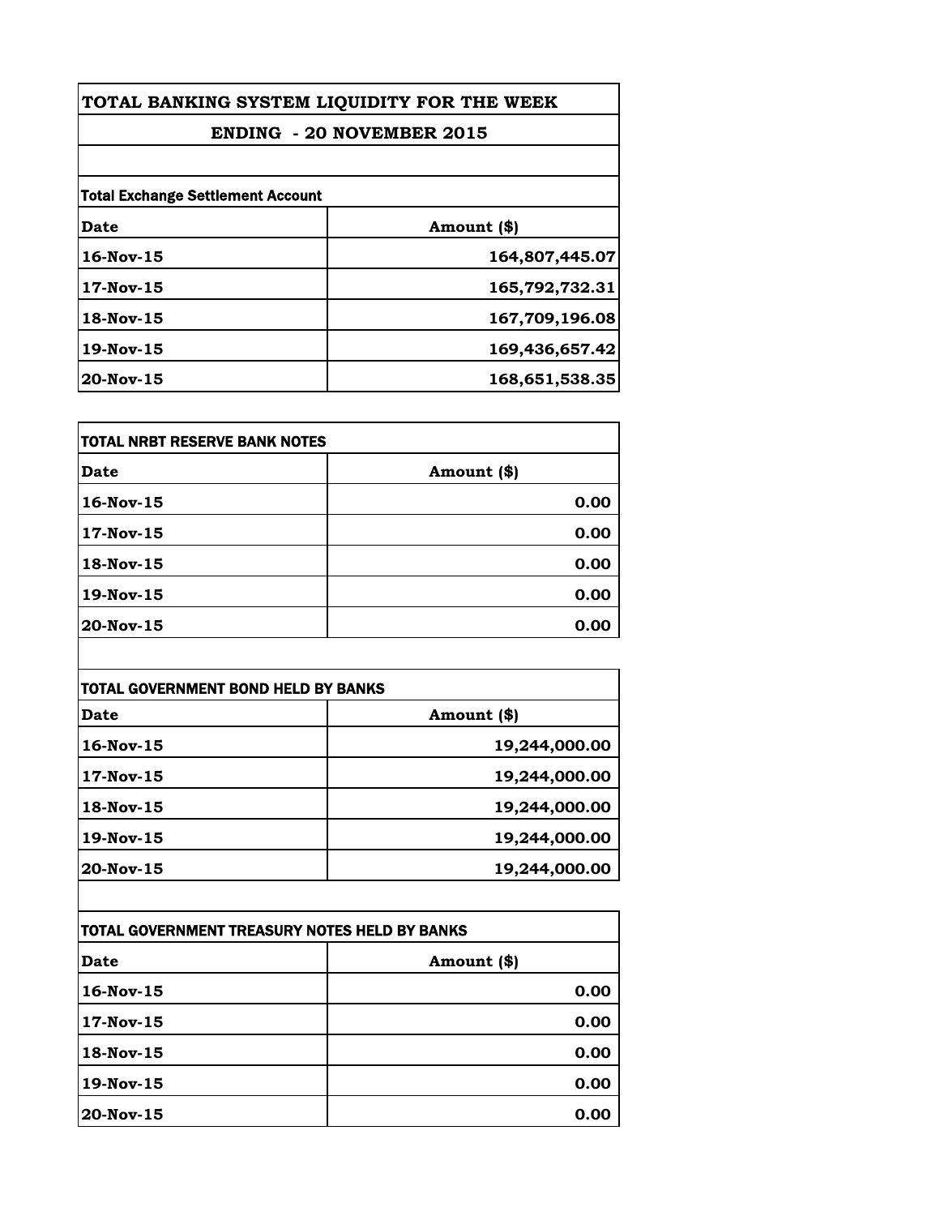# TOTAL BANKING SYSTEM LIQUIDITY FOR THE WEEK

## ENDING - 20 NOVEMBER 2015

| Total Exchange Settlement Account | |
|---|---|
| **Date** | **Amount ($)** |
| **16-Nov-15** | **164,807,445.07** |
| **17-Nov-15** | **165,792,732.31** |
| **18-Nov-15** | **167,709,196.08** |
| **19-Nov-15** | **169,436,657.42** |
| **20-Nov-15** | **168,651,538.35** |

| TOTAL NRBT RESERVE BANK NOTES | |
|---|---|
| **Date** | **Amount ($)** |
| **16-Nov-15** | **0.00** |
| **17-Nov-15** | **0.00** |
| **18-Nov-15** | **0.00** |
| **19-Nov-15** | **0.00** |
| **20-Nov-15** | **0.00** |

| TOTAL GOVERNMENT BOND HELD BY BANKS | |
|---|---|
| **Date** | **Amount ($)** |
| **16-Nov-15** | **19,244,000.00** |
| **17-Nov-15** | **19,244,000.00** |
| **18-Nov-15** | **19,244,000.00** |
| **19-Nov-15** | **19,244,000.00** |
| **20-Nov-15** | **19,244,000.00** |

| TOTAL GOVERNMENT TREASURY NOTES HELD BY BANKS | |
|---|---|
| **Date** | **Amount ($)** |
| **16-Nov-15** | **0.00** |
| **17-Nov-15** | **0.00** |
| **18-Nov-15** | **0.00** |
| **19-Nov-15** | **0.00** |
| **20-Nov-15** | **0.00** |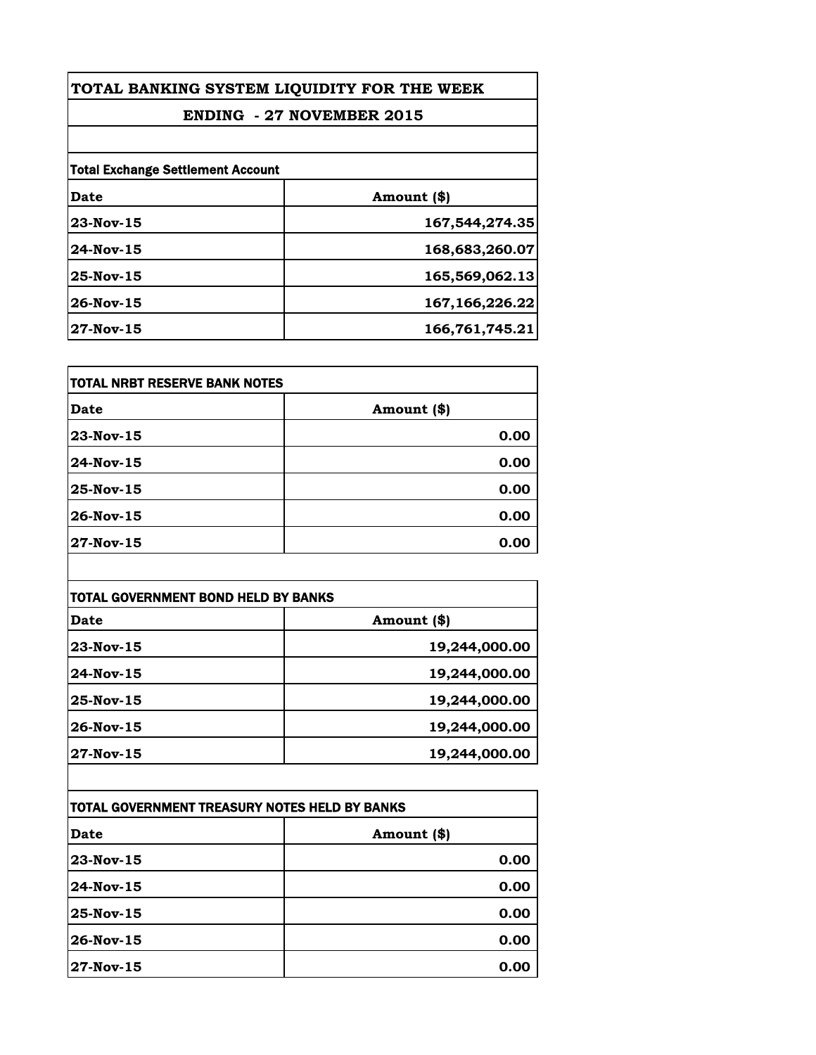# TOTAL BANKING SYSTEM LIQUIDITY FOR THE WEEK

## ENDING - 27 NOVEMBER 2015

**Total Exchange Settlement Account**

| Date | Amount ($) |
|---|---|
| 23-Nov-15 | 167,544,274.35 |
| 24-Nov-15 | 168,683,260.07 |
| 25-Nov-15 | 165,569,062.13 |
| 26-Nov-15 | 167,166,226.22 |
| 27-Nov-15 | 166,761,745.21 |

**TOTAL NRBT RESERVE BANK NOTES**

| Date | Amount ($) |
|---|---|
| 23-Nov-15 | 0.00 |
| 24-Nov-15 | 0.00 |
| 25-Nov-15 | 0.00 |
| 26-Nov-15 | 0.00 |
| 27-Nov-15 | 0.00 |

**TOTAL GOVERNMENT BOND HELD BY BANKS**

| Date | Amount ($) |
|---|---|
| 23-Nov-15 | 19,244,000.00 |
| 24-Nov-15 | 19,244,000.00 |
| 25-Nov-15 | 19,244,000.00 |
| 26-Nov-15 | 19,244,000.00 |
| 27-Nov-15 | 19,244,000.00 |

**TOTAL GOVERNMENT TREASURY NOTES HELD BY BANKS**

| Date | Amount ($) |
|---|---|
| 23-Nov-15 | 0.00 |
| 24-Nov-15 | 0.00 |
| 25-Nov-15 | 0.00 |
| 26-Nov-15 | 0.00 |
| 27-Nov-15 | 0.00 |